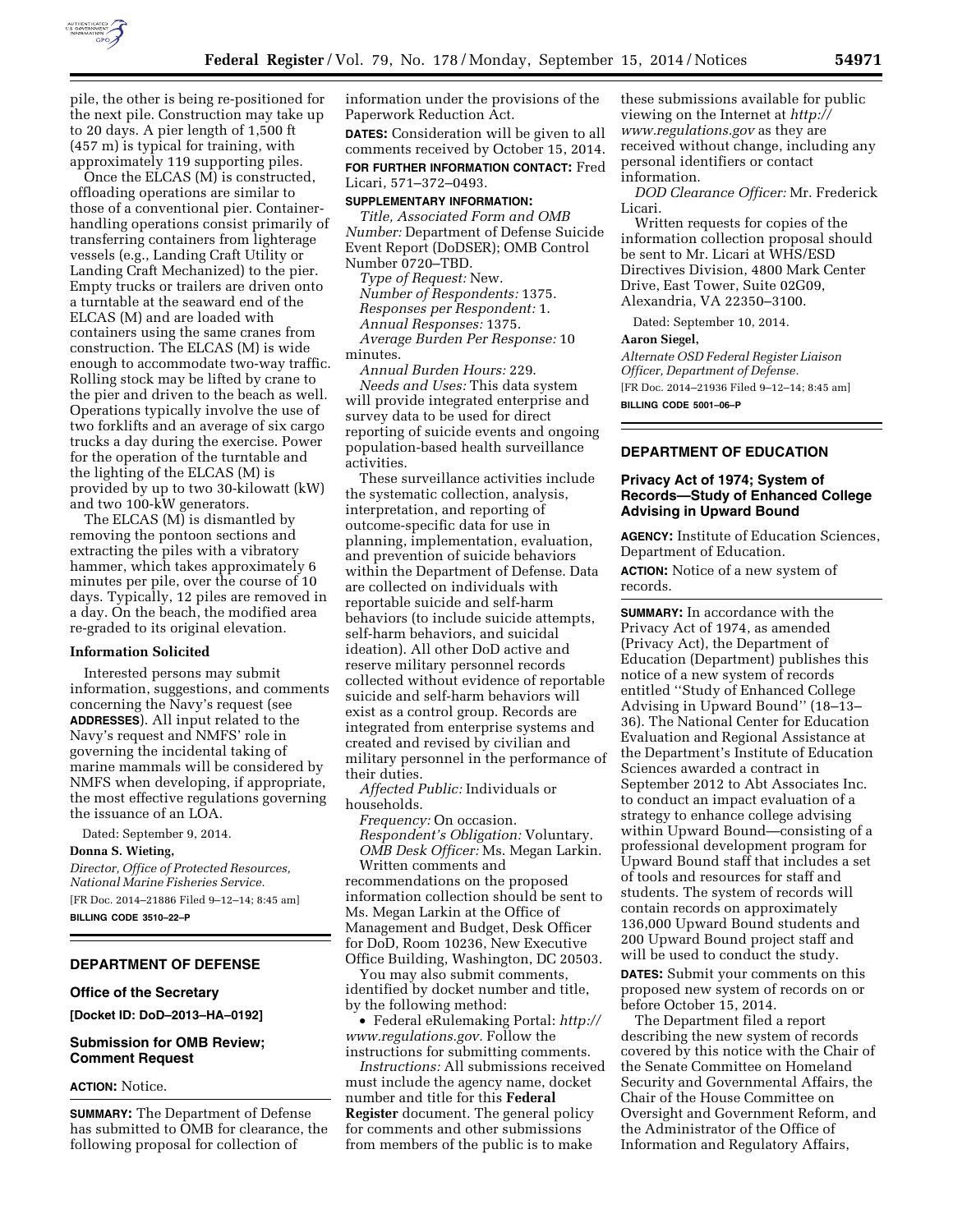pile, the other is being re-positioned for the next pile. Construction may take up to 20 days. A pier length of 1,500 ft (457 m) is typical for training, with approximately 119 supporting piles.

Once the ELCAS (M) is constructed, offloading operations are similar to those of a conventional pier. Container-handling operations consist primarily of transferring containers from lighterage vessels (e.g., Landing Craft Utility or Landing Craft Mechanized) to the pier. Empty trucks or trailers are driven onto a turntable at the seaward end of the ELCAS (M) and are loaded with containers using the same cranes from construction. The ELCAS (M) is wide enough to accommodate two-way traffic. Rolling stock may be lifted by crane to the pier and driven to the beach as well. Operations typically involve the use of two forklifts and an average of six cargo trucks a day during the exercise. Power for the operation of the turntable and the lighting of the ELCAS (M) is provided by up to two 30-kilowatt (kW) and two 100-kW generators.

The ELCAS (M) is dismantled by removing the pontoon sections and extracting the piles with a vibratory hammer, which takes approximately 6 minutes per pile, over the course of 10 days. Typically, 12 piles are removed in a day. On the beach, the modified area re-graded to its original elevation.

### Information Solicited

Interested persons may submit information, suggestions, and comments concerning the Navy's request (see **ADDRESSES**). All input related to the Navy's request and NMFS' role in governing the incidental taking of marine mammals will be considered by NMFS when developing, if appropriate, the most effective regulations governing the issuance of an LOA.

Dated: September 9, 2014.

**Donna S. Wieting,**

*Director, Office of Protected Resources, National Marine Fisheries Service.*

[FR Doc. 2014–21886 Filed 9–12–14; 8:45 am]

**BILLING CODE 3510–22–P**

## DEPARTMENT OF DEFENSE

### Office of the Secretary

**[Docket ID: DoD–2013–HA–0192]**

### Submission for OMB Review; Comment Request

**ACTION:** Notice.

**SUMMARY:** The Department of Defense has submitted to OMB for clearance, the following proposal for collection of information under the provisions of the Paperwork Reduction Act.

**DATES:** Consideration will be given to all comments received by October 15, 2014.

**FOR FURTHER INFORMATION CONTACT:** Fred Licari, 571–372–0493.

**SUPPLEMENTARY INFORMATION:**

*Title, Associated Form and OMB Number:* Department of Defense Suicide Event Report (DoDSER); OMB Control Number 0720–TBD.

*Type of Request:* New.

*Number of Respondents:* 1375.

*Responses per Respondent:* 1.

*Annual Responses:* 1375.

*Average Burden Per Response:* 10 minutes.

*Annual Burden Hours:* 229.

*Needs and Uses:* This data system will provide integrated enterprise and survey data to be used for direct reporting of suicide events and ongoing population-based health surveillance activities.

These surveillance activities include the systematic collection, analysis, interpretation, and reporting of outcome-specific data for use in planning, implementation, evaluation, and prevention of suicide behaviors within the Department of Defense. Data are collected on individuals with reportable suicide and self-harm behaviors (to include suicide attempts, self-harm behaviors, and suicidal ideation). All other DoD active and reserve military personnel records collected without evidence of reportable suicide and self-harm behaviors will exist as a control group. Records are integrated from enterprise systems and created and revised by civilian and military personnel in the performance of their duties.

*Affected Public:* Individuals or households.

*Frequency:* On occasion.

*Respondent's Obligation:* Voluntary.

*OMB Desk Officer:* Ms. Megan Larkin.

Written comments and recommendations on the proposed information collection should be sent to Ms. Megan Larkin at the Office of Management and Budget, Desk Officer for DoD, Room 10236, New Executive Office Building, Washington, DC 20503.

You may also submit comments, identified by docket number and title, by the following method:

- Federal eRulemaking Portal: *http://www.regulations.gov.* Follow the instructions for submitting comments.

*Instructions:* All submissions received must include the agency name, docket number and title for this **Federal Register** document. The general policy for comments and other submissions from members of the public is to make these submissions available for public viewing on the Internet at *http://www.regulations.gov* as they are received without change, including any personal identifiers or contact information.

*DOD Clearance Officer:* Mr. Frederick Licari.

Written requests for copies of the information collection proposal should be sent to Mr. Licari at WHS/ESD Directives Division, 4800 Mark Center Drive, East Tower, Suite 02G09, Alexandria, VA 22350–3100.

Dated: September 10, 2014.

**Aaron Siegel,**

*Alternate OSD Federal Register Liaison Officer, Department of Defense.*

[FR Doc. 2014–21936 Filed 9–12–14; 8:45 am]

**BILLING CODE 5001–06–P**

## DEPARTMENT OF EDUCATION

### Privacy Act of 1974; System of Records—Study of Enhanced College Advising in Upward Bound

**AGENCY:** Institute of Education Sciences, Department of Education.

**ACTION:** Notice of a new system of records.

**SUMMARY:** In accordance with the Privacy Act of 1974, as amended (Privacy Act), the Department of Education (Department) publishes this notice of a new system of records entitled ''Study of Enhanced College Advising in Upward Bound'' (18–13–36). The National Center for Education Evaluation and Regional Assistance at the Department's Institute of Education Sciences awarded a contract in September 2012 to Abt Associates Inc. to conduct an impact evaluation of a strategy to enhance college advising within Upward Bound—consisting of a professional development program for Upward Bound staff that includes a set of tools and resources for staff and students. The system of records will contain records on approximately 136,000 Upward Bound students and 200 Upward Bound project staff and will be used to conduct the study.

**DATES:** Submit your comments on this proposed new system of records on or before October 15, 2014.

The Department filed a report describing the new system of records covered by this notice with the Chair of the Senate Committee on Homeland Security and Governmental Affairs, the Chair of the House Committee on Oversight and Government Reform, and the Administrator of the Office of Information and Regulatory Affairs,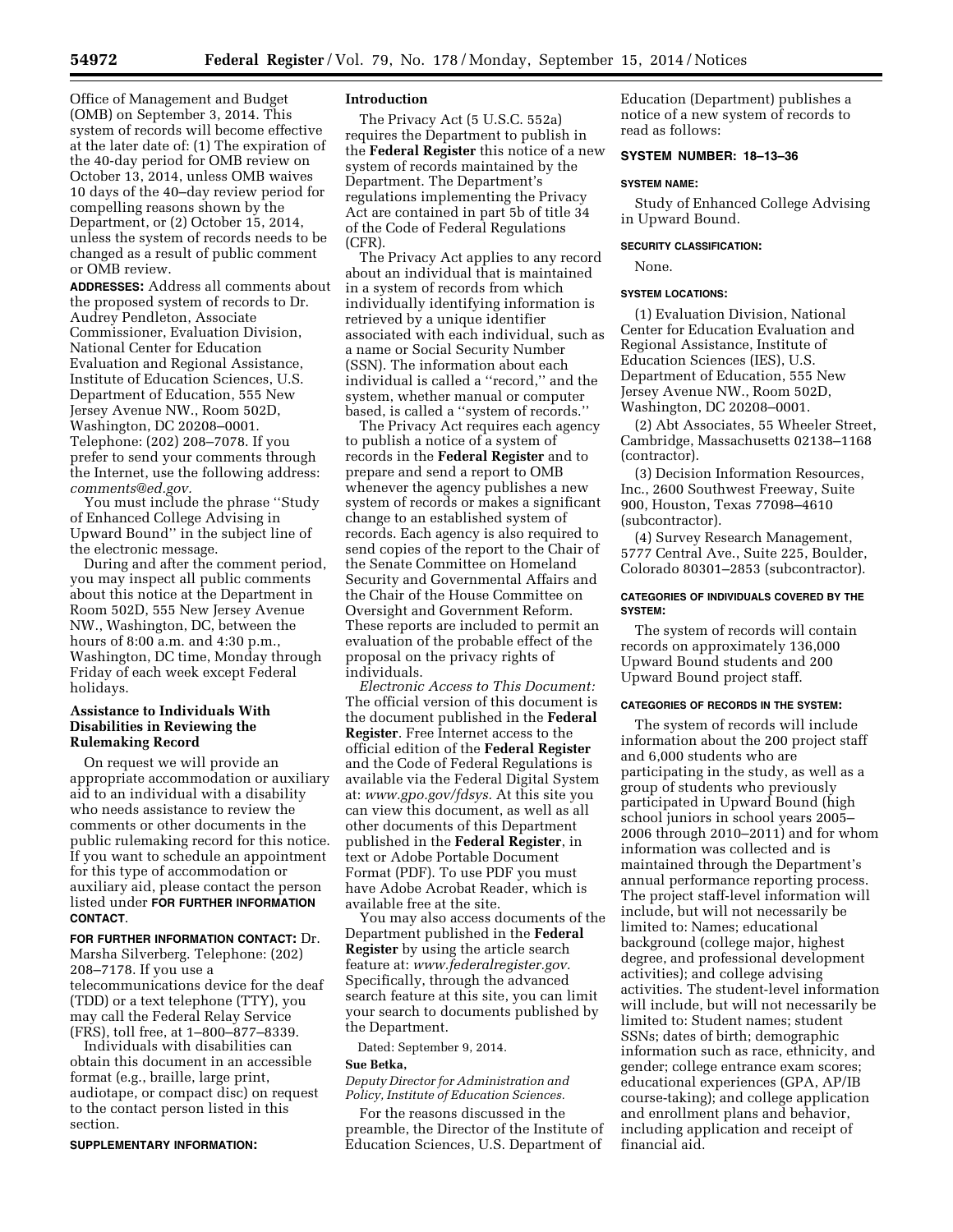Office of Management and Budget (OMB) on September 3, 2014. This system of records will become effective at the later date of: (1) The expiration of the 40-day period for OMB review on October 13, 2014, unless OMB waives 10 days of the 40–day review period for compelling reasons shown by the Department, or (2) October 15, 2014, unless the system of records needs to be changed as a result of public comment or OMB review.

**ADDRESSES:** Address all comments about the proposed system of records to Dr. Audrey Pendleton, Associate Commissioner, Evaluation Division, National Center for Education Evaluation and Regional Assistance, Institute of Education Sciences, U.S. Department of Education, 555 New Jersey Avenue NW., Room 502D, Washington, DC 20208–0001. Telephone: (202) 208–7078. If you prefer to send your comments through the Internet, use the following address: *comments@ed.gov.*

You must include the phrase ''Study of Enhanced College Advising in Upward Bound'' in the subject line of the electronic message.

During and after the comment period, you may inspect all public comments about this notice at the Department in Room 502D, 555 New Jersey Avenue NW., Washington, DC, between the hours of 8:00 a.m. and 4:30 p.m., Washington, DC time, Monday through Friday of each week except Federal holidays.

## Assistance to Individuals With Disabilities in Reviewing the Rulemaking Record

On request we will provide an appropriate accommodation or auxiliary aid to an individual with a disability who needs assistance to review the comments or other documents in the public rulemaking record for this notice. If you want to schedule an appointment for this type of accommodation or auxiliary aid, please contact the person listed under **FOR FURTHER INFORMATION CONTACT**.

**FOR FURTHER INFORMATION CONTACT:** Dr. Marsha Silverberg. Telephone: (202) 208–7178. If you use a telecommunications device for the deaf (TDD) or a text telephone (TTY), you may call the Federal Relay Service (FRS), toll free, at 1–800–877–8339.

Individuals with disabilities can obtain this document in an accessible format (e.g., braille, large print, audiotape, or compact disc) on request to the contact person listed in this section.

**SUPPLEMENTARY INFORMATION:**

## Introduction

The Privacy Act (5 U.S.C. 552a) requires the Department to publish in the **Federal Register** this notice of a new system of records maintained by the Department. The Department's regulations implementing the Privacy Act are contained in part 5b of title 34 of the Code of Federal Regulations (CFR).

The Privacy Act applies to any record about an individual that is maintained in a system of records from which individually identifying information is retrieved by a unique identifier associated with each individual, such as a name or Social Security Number (SSN). The information about each individual is called a ''record,'' and the system, whether manual or computer based, is called a ''system of records.''

The Privacy Act requires each agency to publish a notice of a system of records in the **Federal Register** and to prepare and send a report to OMB whenever the agency publishes a new system of records or makes a significant change to an established system of records. Each agency is also required to send copies of the report to the Chair of the Senate Committee on Homeland Security and Governmental Affairs and the Chair of the House Committee on Oversight and Government Reform. These reports are included to permit an evaluation of the probable effect of the proposal on the privacy rights of individuals.

*Electronic Access to This Document:* The official version of this document is the document published in the **Federal Register**. Free Internet access to the official edition of the **Federal Register** and the Code of Federal Regulations is available via the Federal Digital System at: *www.gpo.gov/fdsys.* At this site you can view this document, as well as all other documents of this Department published in the **Federal Register**, in text or Adobe Portable Document Format (PDF). To use PDF you must have Adobe Acrobat Reader, which is available free at the site.

You may also access documents of the Department published in the **Federal Register** by using the article search feature at: *www.federalregister.gov.* Specifically, through the advanced search feature at this site, you can limit your search to documents published by the Department.

Dated: September 9, 2014.

**Sue Betka,**

*Deputy Director for Administration and Policy, Institute of Education Sciences.*

For the reasons discussed in the preamble, the Director of the Institute of Education Sciences, U.S. Department of Education (Department) publishes a notice of a new system of records to read as follows:

**SYSTEM NUMBER: 18–13–36**

**SYSTEM NAME:**

Study of Enhanced College Advising in Upward Bound.

**SECURITY CLASSIFICATION:**

None.

**SYSTEM LOCATIONS:**

(1) Evaluation Division, National Center for Education Evaluation and Regional Assistance, Institute of Education Sciences (IES), U.S. Department of Education, 555 New Jersey Avenue NW., Room 502D, Washington, DC 20208–0001.

(2) Abt Associates, 55 Wheeler Street, Cambridge, Massachusetts 02138–1168 (contractor).

(3) Decision Information Resources, Inc., 2600 Southwest Freeway, Suite 900, Houston, Texas 77098–4610 (subcontractor).

(4) Survey Research Management, 5777 Central Ave., Suite 225, Boulder, Colorado 80301–2853 (subcontractor).

**CATEGORIES OF INDIVIDUALS COVERED BY THE SYSTEM:**

The system of records will contain records on approximately 136,000 Upward Bound students and 200 Upward Bound project staff.

**CATEGORIES OF RECORDS IN THE SYSTEM:**

The system of records will include information about the 200 project staff and 6,000 students who are participating in the study, as well as a group of students who previously participated in Upward Bound (high school juniors in school years 2005–2006 through 2010–2011) and for whom information was collected and is maintained through the Department's annual performance reporting process. The project staff-level information will include, but will not necessarily be limited to: Names; educational background (college major, highest degree, and professional development activities); and college advising activities. The student-level information will include, but will not necessarily be limited to: Student names; student SSNs; dates of birth; demographic information such as race, ethnicity, and gender; college entrance exam scores; educational experiences (GPA, AP/IB course-taking); and college application and enrollment plans and behavior, including application and receipt of financial aid.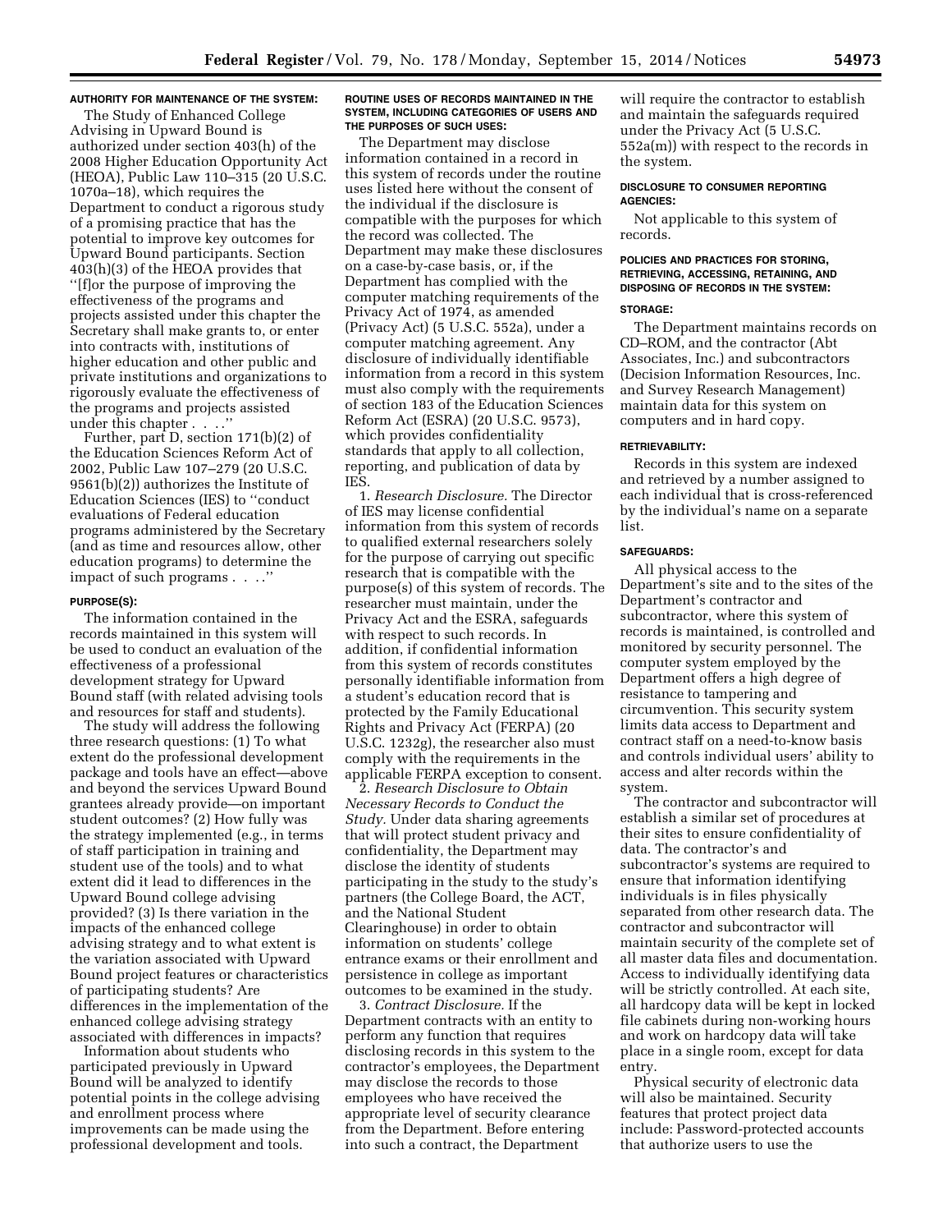**AUTHORITY FOR MAINTENANCE OF THE SYSTEM:**

The Study of Enhanced College Advising in Upward Bound is authorized under section 403(h) of the 2008 Higher Education Opportunity Act (HEOA), Public Law 110–315 (20 U.S.C. 1070a–18), which requires the Department to conduct a rigorous study of a promising practice that has the potential to improve key outcomes for Upward Bound participants. Section 403(h)(3) of the HEOA provides that ''[f]or the purpose of improving the effectiveness of the programs and projects assisted under this chapter the Secretary shall make grants to, or enter into contracts with, institutions of higher education and other public and private institutions and organizations to rigorously evaluate the effectiveness of the programs and projects assisted under this chapter . . . .''

Further, part D, section 171(b)(2) of the Education Sciences Reform Act of 2002, Public Law 107–279 (20 U.S.C. 9561(b)(2)) authorizes the Institute of Education Sciences (IES) to ''conduct evaluations of Federal education programs administered by the Secretary (and as time and resources allow, other education programs) to determine the impact of such programs . . . .''

**PURPOSE(S):**

The information contained in the records maintained in this system will be used to conduct an evaluation of the effectiveness of a professional development strategy for Upward Bound staff (with related advising tools and resources for staff and students).

The study will address the following three research questions: (1) To what extent do the professional development package and tools have an effect—above and beyond the services Upward Bound grantees already provide—on important student outcomes? (2) How fully was the strategy implemented (e.g., in terms of staff participation in training and student use of the tools) and to what extent did it lead to differences in the Upward Bound college advising provided? (3) Is there variation in the impacts of the enhanced college advising strategy and to what extent is the variation associated with Upward Bound project features or characteristics of participating students? Are differences in the implementation of the enhanced college advising strategy associated with differences in impacts?

Information about students who participated previously in Upward Bound will be analyzed to identify potential points in the college advising and enrollment process where improvements can be made using the professional development and tools.

**ROUTINE USES OF RECORDS MAINTAINED IN THE SYSTEM, INCLUDING CATEGORIES OF USERS AND THE PURPOSES OF SUCH USES:**

The Department may disclose information contained in a record in this system of records under the routine uses listed here without the consent of the individual if the disclosure is compatible with the purposes for which the record was collected. The Department may make these disclosures on a case-by-case basis, or, if the Department has complied with the computer matching requirements of the Privacy Act of 1974, as amended (Privacy Act) (5 U.S.C. 552a), under a computer matching agreement. Any disclosure of individually identifiable information from a record in this system must also comply with the requirements of section 183 of the Education Sciences Reform Act (ESRA) (20 U.S.C. 9573), which provides confidentiality standards that apply to all collection, reporting, and publication of data by IES.

1. *Research Disclosure.* The Director of IES may license confidential information from this system of records to qualified external researchers solely for the purpose of carrying out specific research that is compatible with the purpose(s) of this system of records. The researcher must maintain, under the Privacy Act and the ESRA, safeguards with respect to such records. In addition, if confidential information from this system of records constitutes personally identifiable information from a student's education record that is protected by the Family Educational Rights and Privacy Act (FERPA) (20 U.S.C. 1232g), the researcher also must comply with the requirements in the applicable FERPA exception to consent.

2. *Research Disclosure to Obtain Necessary Records to Conduct the Study.* Under data sharing agreements that will protect student privacy and confidentiality, the Department may disclose the identity of students participating in the study to the study's partners (the College Board, the ACT, and the National Student Clearinghouse) in order to obtain information on students' college entrance exams or their enrollment and persistence in college as important outcomes to be examined in the study.

3. *Contract Disclosure.* If the Department contracts with an entity to perform any function that requires disclosing records in this system to the contractor's employees, the Department may disclose the records to those employees who have received the appropriate level of security clearance from the Department. Before entering into such a contract, the Department will require the contractor to establish and maintain the safeguards required under the Privacy Act (5 U.S.C. 552a(m)) with respect to the records in the system.

**DISCLOSURE TO CONSUMER REPORTING AGENCIES:**

Not applicable to this system of records.

**POLICIES AND PRACTICES FOR STORING, RETRIEVING, ACCESSING, RETAINING, AND DISPOSING OF RECORDS IN THE SYSTEM:**

**STORAGE:**

The Department maintains records on CD–ROM, and the contractor (Abt Associates, Inc.) and subcontractors (Decision Information Resources, Inc. and Survey Research Management) maintain data for this system on computers and in hard copy.

**RETRIEVABILITY:**

Records in this system are indexed and retrieved by a number assigned to each individual that is cross-referenced by the individual's name on a separate list.

**SAFEGUARDS:**

All physical access to the Department's site and to the sites of the Department's contractor and subcontractor, where this system of records is maintained, is controlled and monitored by security personnel. The computer system employed by the Department offers a high degree of resistance to tampering and circumvention. This security system limits data access to Department and contract staff on a need-to-know basis and controls individual users' ability to access and alter records within the system.

The contractor and subcontractor will establish a similar set of procedures at their sites to ensure confidentiality of data. The contractor's and subcontractor's systems are required to ensure that information identifying individuals is in files physically separated from other research data. The contractor and subcontractor will maintain security of the complete set of all master data files and documentation. Access to individually identifying data will be strictly controlled. At each site, all hardcopy data will be kept in locked file cabinets during non-working hours and work on hardcopy data will take place in a single room, except for data entry.

Physical security of electronic data will also be maintained. Security features that protect project data include: Password-protected accounts that authorize users to use the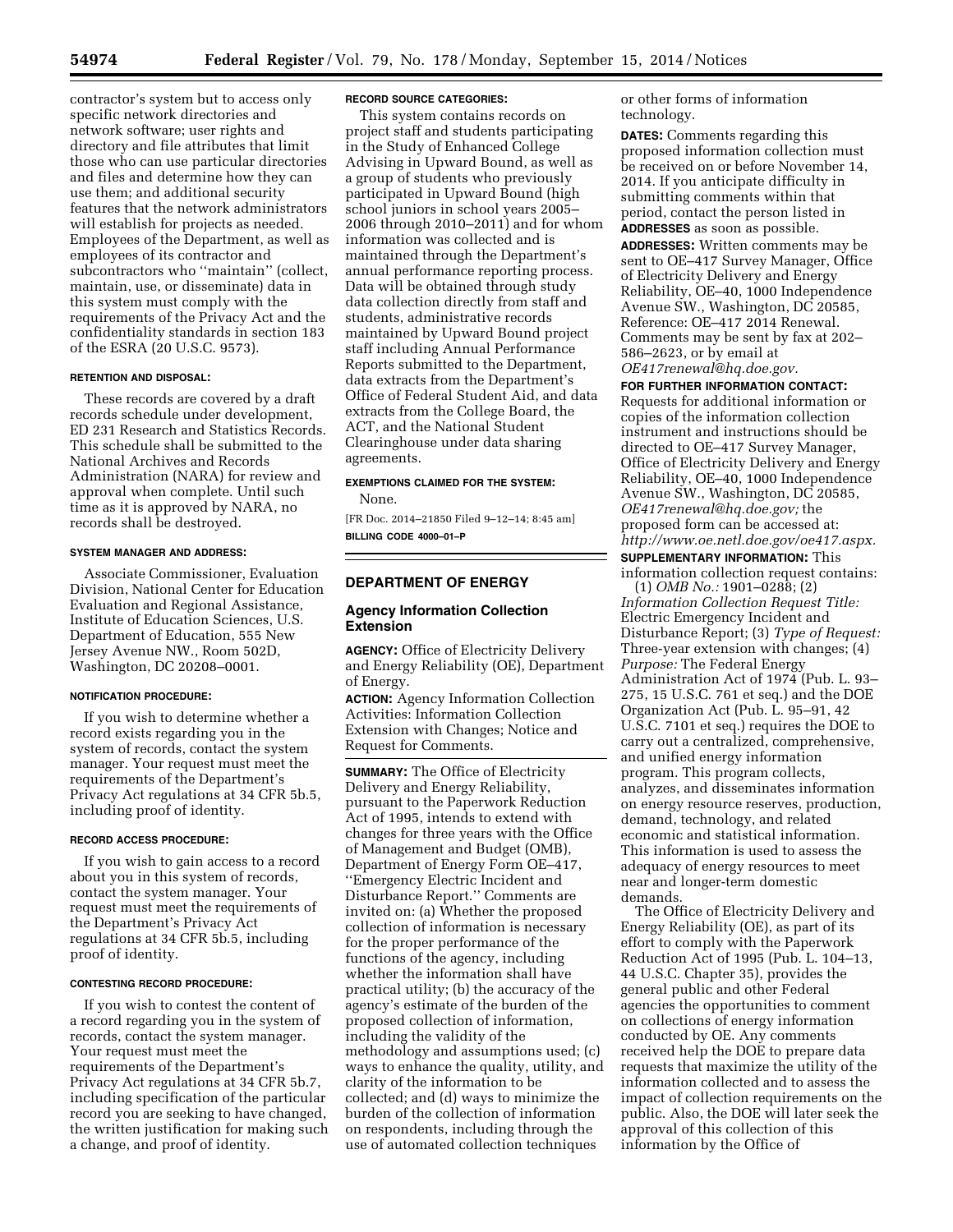contractor's system but to access only specific network directories and network software; user rights and directory and file attributes that limit those who can use particular directories and files and determine how they can use them; and additional security features that the network administrators will establish for projects as needed. Employees of the Department, as well as employees of its contractor and subcontractors who ''maintain'' (collect, maintain, use, or disseminate) data in this system must comply with the requirements of the Privacy Act and the confidentiality standards in section 183 of the ESRA (20 U.S.C. 9573).

**RETENTION AND DISPOSAL:**

These records are covered by a draft records schedule under development, ED 231 Research and Statistics Records. This schedule shall be submitted to the National Archives and Records Administration (NARA) for review and approval when complete. Until such time as it is approved by NARA, no records shall be destroyed.

**SYSTEM MANAGER AND ADDRESS:**

Associate Commissioner, Evaluation Division, National Center for Education Evaluation and Regional Assistance, Institute of Education Sciences, U.S. Department of Education, 555 New Jersey Avenue NW., Room 502D, Washington, DC 20208–0001.

**NOTIFICATION PROCEDURE:**

If you wish to determine whether a record exists regarding you in the system of records, contact the system manager. Your request must meet the requirements of the Department's Privacy Act regulations at 34 CFR 5b.5, including proof of identity.

**RECORD ACCESS PROCEDURE:**

If you wish to gain access to a record about you in this system of records, contact the system manager. Your request must meet the requirements of the Department's Privacy Act regulations at 34 CFR 5b.5, including proof of identity.

**CONTESTING RECORD PROCEDURE:**

If you wish to contest the content of a record regarding you in the system of records, contact the system manager. Your request must meet the requirements of the Department's Privacy Act regulations at 34 CFR 5b.7, including specification of the particular record you are seeking to have changed, the written justification for making such a change, and proof of identity.

**RECORD SOURCE CATEGORIES:**

This system contains records on project staff and students participating in the Study of Enhanced College Advising in Upward Bound, as well as a group of students who previously participated in Upward Bound (high school juniors in school years 2005–2006 through 2010–2011) and for whom information was collected and is maintained through the Department's annual performance reporting process. Data will be obtained through study data collection directly from staff and students, administrative records maintained by Upward Bound project staff including Annual Performance Reports submitted to the Department, data extracts from the Department's Office of Federal Student Aid, and data extracts from the College Board, the ACT, and the National Student Clearinghouse under data sharing agreements.

**EXEMPTIONS CLAIMED FOR THE SYSTEM:**

None.

[FR Doc. 2014–21850 Filed 9–12–14; 8:45 am]

**BILLING CODE 4000–01–P**

---

## DEPARTMENT OF ENERGY

### Agency Information Collection Extension

**AGENCY:** Office of Electricity Delivery and Energy Reliability (OE), Department of Energy.

**ACTION:** Agency Information Collection Activities: Information Collection Extension with Changes; Notice and Request for Comments.

**SUMMARY:** The Office of Electricity Delivery and Energy Reliability, pursuant to the Paperwork Reduction Act of 1995, intends to extend with changes for three years with the Office of Management and Budget (OMB), Department of Energy Form OE–417, ''Emergency Electric Incident and Disturbance Report.'' Comments are invited on: (a) Whether the proposed collection of information is necessary for the proper performance of the functions of the agency, including whether the information shall have practical utility; (b) the accuracy of the agency's estimate of the burden of the proposed collection of information, including the validity of the methodology and assumptions used; (c) ways to enhance the quality, utility, and clarity of the information to be collected; and (d) ways to minimize the burden of the collection of information on respondents, including through the use of automated collection techniques or other forms of information technology.

**DATES:** Comments regarding this proposed information collection must be received on or before November 14, 2014. If you anticipate difficulty in submitting comments within that period, contact the person listed in **ADDRESSES** as soon as possible.

**ADDRESSES:** Written comments may be sent to OE–417 Survey Manager, Office of Electricity Delivery and Energy Reliability, OE–40, 1000 Independence Avenue SW., Washington, DC 20585, Reference: OE–417 2014 Renewal. Comments may be sent by fax at 202–586–2623, or by email at *OE417renewal@hq.doe.gov.*

**FOR FURTHER INFORMATION CONTACT:** Requests for additional information or copies of the information collection instrument and instructions should be directed to OE–417 Survey Manager, Office of Electricity Delivery and Energy Reliability, OE–40, 1000 Independence Avenue SW., Washington, DC 20585, *OE417renewal@hq.doe.gov;* the proposed form can be accessed at: *http://www.oe.netl.doe.gov/oe417.aspx.*

**SUPPLEMENTARY INFORMATION:** This information collection request contains: (1) *OMB No.:* 1901–0288; (2) *Information Collection Request Title:* Electric Emergency Incident and Disturbance Report; (3) *Type of Request:* Three-year extension with changes; (4) *Purpose:* The Federal Energy Administration Act of 1974 (Pub. L. 93–275, 15 U.S.C. 761 et seq.) and the DOE Organization Act (Pub. L. 95–91, 42 U.S.C. 7101 et seq.) requires the DOE to carry out a centralized, comprehensive, and unified energy information program. This program collects, analyzes, and disseminates information on energy resource reserves, production, demand, technology, and related economic and statistical information. This information is used to assess the adequacy of energy resources to meet near and longer-term domestic demands.

The Office of Electricity Delivery and Energy Reliability (OE), as part of its effort to comply with the Paperwork Reduction Act of 1995 (Pub. L. 104–13, 44 U.S.C. Chapter 35), provides the general public and other Federal agencies the opportunities to comment on collections of energy information conducted by OE. Any comments received help the DOE to prepare data requests that maximize the utility of the information collected and to assess the impact of collection requirements on the public. Also, the DOE will later seek the approval of this collection of this information by the Office of